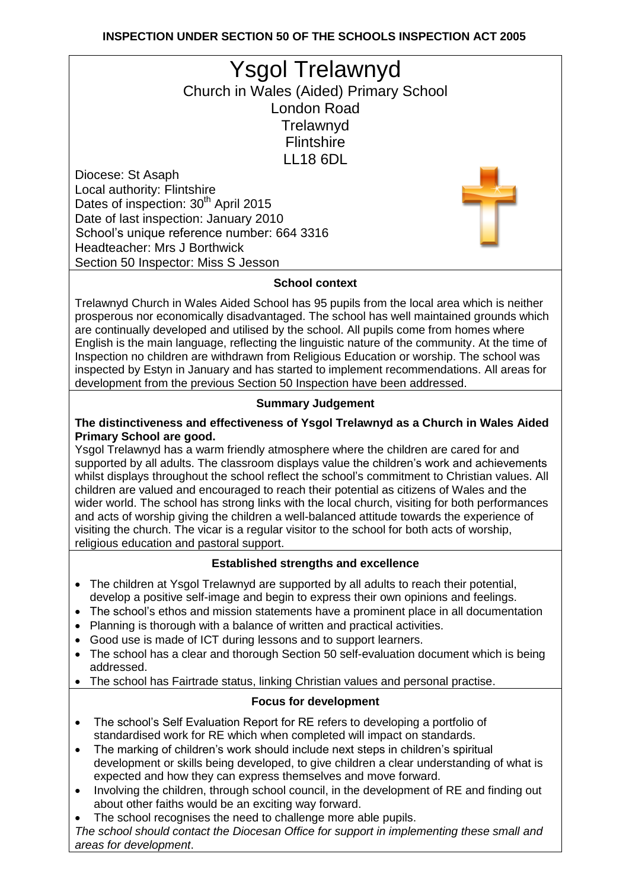**INSPECTION UNDER SECTION 50 OF THE SCHOOLS INSPECTION ACT 2005**

# Ysgol Trelawnyd

Church in Wales (Aided) Primary School
London Road
Trelawnyd
Flintshire
LL18 6DL

Diocese: St Asaph
Local authority: Flintshire
Dates of inspection: 30th April 2015
Date of last inspection: January 2010
School's unique reference number: 664 3316
Headteacher: Mrs J Borthwick
Section 50 Inspector: Miss S Jesson

## School context

Trelawnyd Church in Wales Aided School has 95 pupils from the local area which is neither prosperous nor economically disadvantaged. The school has well maintained grounds which are continually developed and utilised by the school. All pupils come from homes where English is the main language, reflecting the linguistic nature of the community. At the time of Inspection no children are withdrawn from Religious Education or worship. The school was inspected by Estyn in January and has started to implement recommendations. All areas for development from the previous Section 50 Inspection have been addressed.

## Summary Judgement

**The distinctiveness and effectiveness of Ysgol Trelawnyd as a Church in Wales Aided Primary School are good.**

Ysgol Trelawnyd has a warm friendly atmosphere where the children are cared for and supported by all adults. The classroom displays value the children's work and achievements whilst displays throughout the school reflect the school's commitment to Christian values. All children are valued and encouraged to reach their potential as citizens of Wales and the wider world. The school has strong links with the local church, visiting for both performances and acts of worship giving the children a well-balanced attitude towards the experience of visiting the church. The vicar is a regular visitor to the school for both acts of worship, religious education and pastoral support.

## Established strengths and excellence

- The children at Ysgol Trelawnyd are supported by all adults to reach their potential, develop a positive self-image and begin to express their own opinions and feelings.
- The school's ethos and mission statements have a prominent place in all documentation
- Planning is thorough with a balance of written and practical activities.
- Good use is made of ICT during lessons and to support learners.
- The school has a clear and thorough Section 50 self-evaluation document which is being addressed.
- The school has Fairtrade status, linking Christian values and personal practise.

## Focus for development

- The school's Self Evaluation Report for RE refers to developing a portfolio of standardised work for RE which when completed will impact on standards.
- The marking of children's work should include next steps in children's spiritual development or skills being developed, to give children a clear understanding of what is expected and how they can express themselves and move forward.
- Involving the children, through school council, in the development of RE and finding out about other faiths would be an exciting way forward.
- The school recognises the need to challenge more able pupils.

*The school should contact the Diocesan Office for support in implementing these small and areas for development*.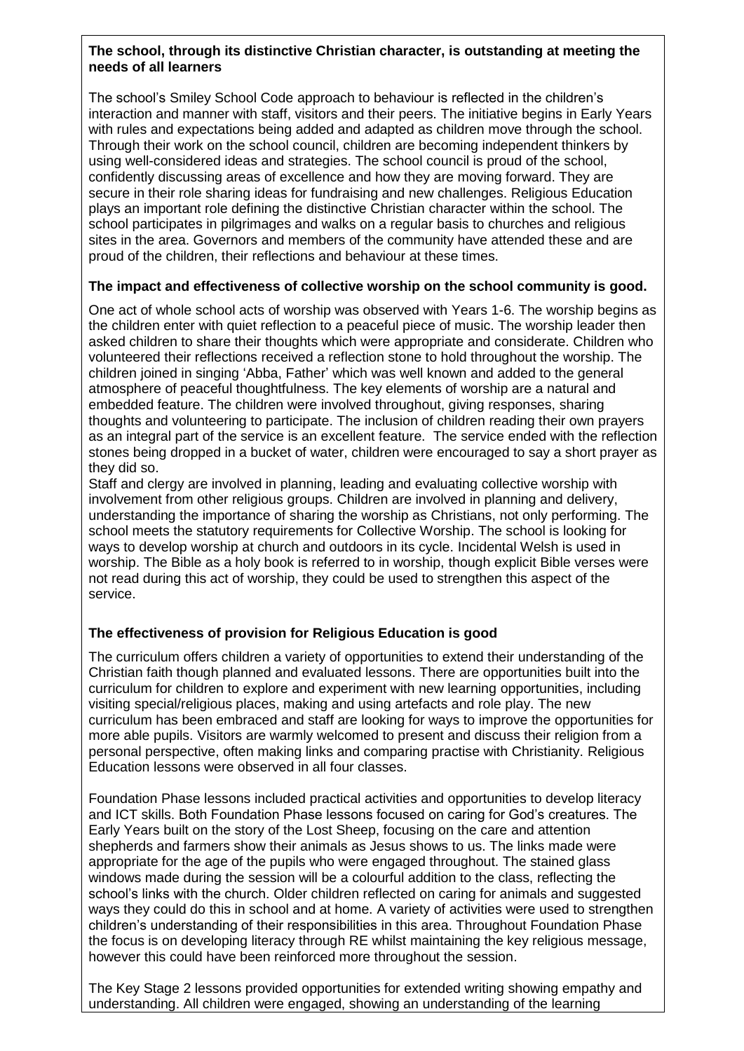**The school, through its distinctive Christian character, is outstanding at meeting the needs of all learners**

The school's Smiley School Code approach to behaviour is reflected in the children's interaction and manner with staff, visitors and their peers. The initiative begins in Early Years with rules and expectations being added and adapted as children move through the school. Through their work on the school council, children are becoming independent thinkers by using well-considered ideas and strategies. The school council is proud of the school, confidently discussing areas of excellence and how they are moving forward. They are secure in their role sharing ideas for fundraising and new challenges. Religious Education plays an important role defining the distinctive Christian character within the school. The school participates in pilgrimages and walks on a regular basis to churches and religious sites in the area. Governors and members of the community have attended these and are proud of the children, their reflections and behaviour at these times.

**The impact and effectiveness of collective worship on the school community is good.**

One act of whole school acts of worship was observed with Years 1-6. The worship begins as the children enter with quiet reflection to a peaceful piece of music. The worship leader then asked children to share their thoughts which were appropriate and considerate. Children who volunteered their reflections received a reflection stone to hold throughout the worship. The children joined in singing 'Abba, Father' which was well known and added to the general atmosphere of peaceful thoughtfulness. The key elements of worship are a natural and embedded feature. The children were involved throughout, giving responses, sharing thoughts and volunteering to participate. The inclusion of children reading their own prayers as an integral part of the service is an excellent feature. The service ended with the reflection stones being dropped in a bucket of water, children were encouraged to say a short prayer as they did so.

Staff and clergy are involved in planning, leading and evaluating collective worship with involvement from other religious groups. Children are involved in planning and delivery, understanding the importance of sharing the worship as Christians, not only performing. The school meets the statutory requirements for Collective Worship. The school is looking for ways to develop worship at church and outdoors in its cycle. Incidental Welsh is used in worship. The Bible as a holy book is referred to in worship, though explicit Bible verses were not read during this act of worship, they could be used to strengthen this aspect of the service.

**The effectiveness of provision for Religious Education is good**

The curriculum offers children a variety of opportunities to extend their understanding of the Christian faith though planned and evaluated lessons. There are opportunities built into the curriculum for children to explore and experiment with new learning opportunities, including visiting special/religious places, making and using artefacts and role play. The new curriculum has been embraced and staff are looking for ways to improve the opportunities for more able pupils. Visitors are warmly welcomed to present and discuss their religion from a personal perspective, often making links and comparing practise with Christianity. Religious Education lessons were observed in all four classes.

Foundation Phase lessons included practical activities and opportunities to develop literacy and ICT skills. Both Foundation Phase lessons focused on caring for God's creatures. The Early Years built on the story of the Lost Sheep, focusing on the care and attention shepherds and farmers show their animals as Jesus shows to us. The links made were appropriate for the age of the pupils who were engaged throughout. The stained glass windows made during the session will be a colourful addition to the class, reflecting the school's links with the church. Older children reflected on caring for animals and suggested ways they could do this in school and at home. A variety of activities were used to strengthen children's understanding of their responsibilities in this area. Throughout Foundation Phase the focus is on developing literacy through RE whilst maintaining the key religious message, however this could have been reinforced more throughout the session.

The Key Stage 2 lessons provided opportunities for extended writing showing empathy and understanding. All children were engaged, showing an understanding of the learning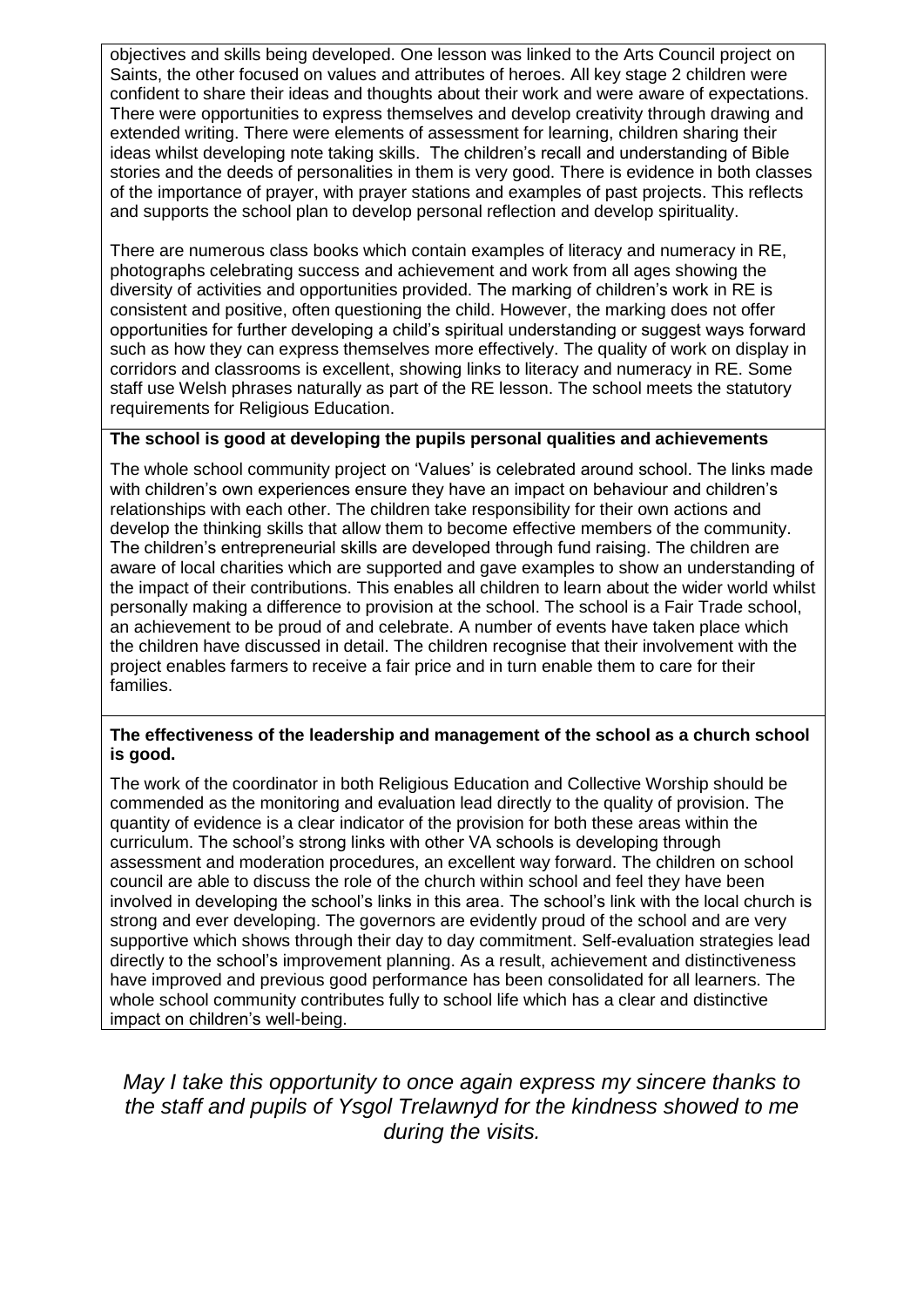objectives and skills being developed. One lesson was linked to the Arts Council project on Saints, the other focused on values and attributes of heroes. All key stage 2 children were confident to share their ideas and thoughts about their work and were aware of expectations. There were opportunities to express themselves and develop creativity through drawing and extended writing. There were elements of assessment for learning, children sharing their ideas whilst developing note taking skills. The children's recall and understanding of Bible stories and the deeds of personalities in them is very good. There is evidence in both classes of the importance of prayer, with prayer stations and examples of past projects. This reflects and supports the school plan to develop personal reflection and develop spirituality.

There are numerous class books which contain examples of literacy and numeracy in RE, photographs celebrating success and achievement and work from all ages showing the diversity of activities and opportunities provided. The marking of children's work in RE is consistent and positive, often questioning the child. However, the marking does not offer opportunities for further developing a child's spiritual understanding or suggest ways forward such as how they can express themselves more effectively. The quality of work on display in corridors and classrooms is excellent, showing links to literacy and numeracy in RE. Some staff use Welsh phrases naturally as part of the RE lesson. The school meets the statutory requirements for Religious Education.

**The school is good at developing the pupils personal qualities and achievements**

The whole school community project on 'Values' is celebrated around school. The links made with children's own experiences ensure they have an impact on behaviour and children's relationships with each other. The children take responsibility for their own actions and develop the thinking skills that allow them to become effective members of the community. The children's entrepreneurial skills are developed through fund raising. The children are aware of local charities which are supported and gave examples to show an understanding of the impact of their contributions. This enables all children to learn about the wider world whilst personally making a difference to provision at the school. The school is a Fair Trade school, an achievement to be proud of and celebrate. A number of events have taken place which the children have discussed in detail. The children recognise that their involvement with the project enables farmers to receive a fair price and in turn enable them to care for their families.

**The effectiveness of the leadership and management of the school as a church school is good.**

The work of the coordinator in both Religious Education and Collective Worship should be commended as the monitoring and evaluation lead directly to the quality of provision. The quantity of evidence is a clear indicator of the provision for both these areas within the curriculum. The school's strong links with other VA schools is developing through assessment and moderation procedures, an excellent way forward. The children on school council are able to discuss the role of the church within school and feel they have been involved in developing the school's links in this area. The school's link with the local church is strong and ever developing. The governors are evidently proud of the school and are very supportive which shows through their day to day commitment. Self-evaluation strategies lead directly to the school's improvement planning. As a result, achievement and distinctiveness have improved and previous good performance has been consolidated for all learners. The whole school community contributes fully to school life which has a clear and distinctive impact on children's well-being.

*May I take this opportunity to once again express my sincere thanks to the staff and pupils of Ysgol Trelawnyd for the kindness showed to me during the visits.*